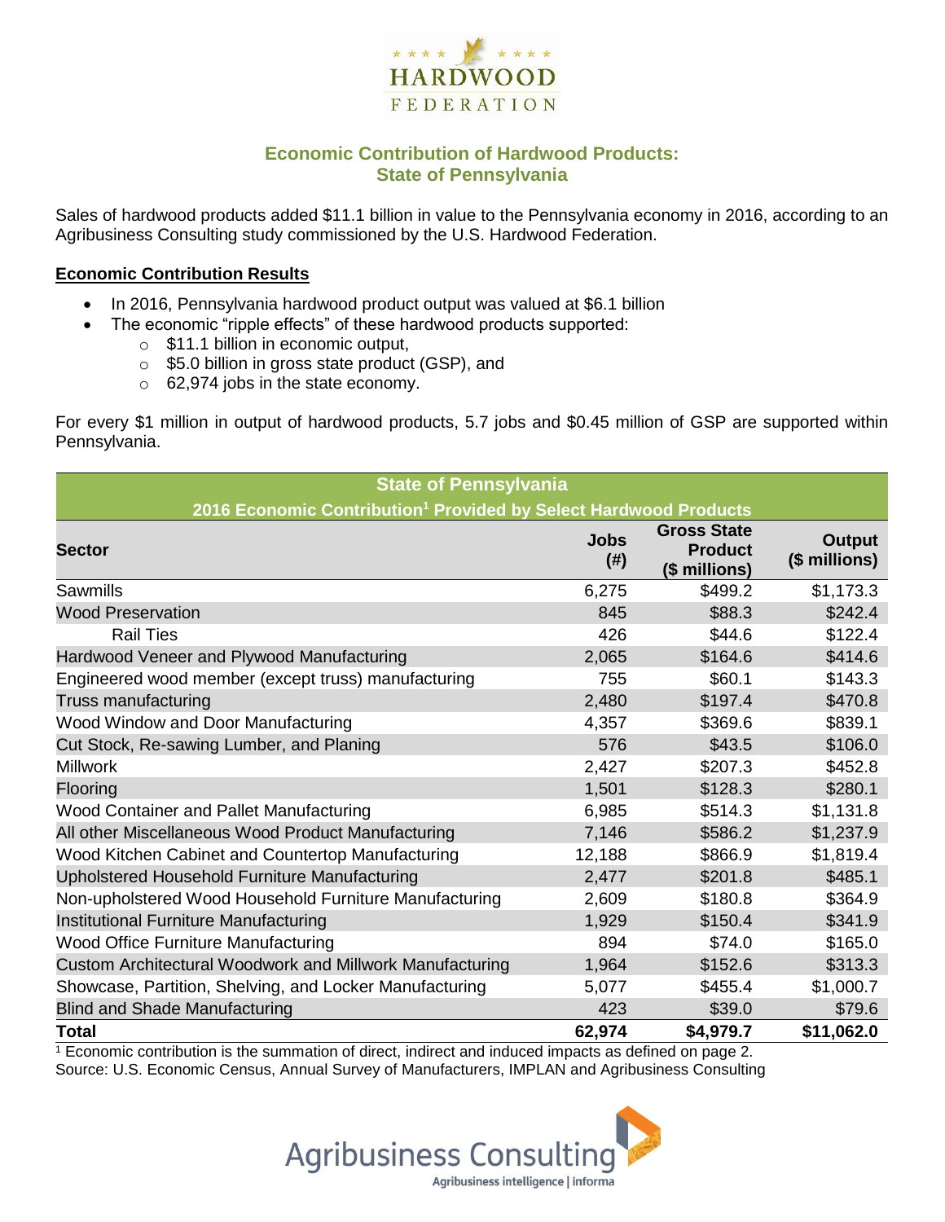# Economic Contribution of Hardwood Products: State of Pennsylvania

Sales of hardwood products added $11.1 billion in value to the Pennsylvania economy in 2016, according to an Agribusiness Consulting study commissioned by the U.S. Hardwood Federation.

## Economic Contribution Results

- In 2016, Pennsylvania hardwood product output was valued at $6.1 billion
- The economic "ripple effects" of these hardwood products supported:
  - $11.1 billion in economic output,
  - $5.0 billion in gross state product (GSP), and
  - 62,974 jobs in the state economy.

For every $1 million in output of hardwood products, 5.7 jobs and $0.45 million of GSP are supported within Pennsylvania.

| State of Pennsylvania<br>2016 Economic Contribution[1] Provided by Select Hardwood Products | | | |
|---|---|---|---|
| **Sector** | **Jobs (#)** | **Gross State Product ($ millions)** | **Output ($ millions)** |
| Sawmills | 6,275 | $499.2 | $1,173.3 |
| Wood Preservation | 845 | $88.3 | $242.4 |
| Rail Ties | 426 | $44.6 | $122.4 |
| Hardwood Veneer and Plywood Manufacturing | 2,065 | $164.6 | $414.6 |
| Engineered wood member (except truss) manufacturing | 755 | $60.1 | $143.3 |
| Truss manufacturing | 2,480 | $197.4 | $470.8 |
| Wood Window and Door Manufacturing | 4,357 | $369.6 | $839.1 |
| Cut Stock, Re-sawing Lumber, and Planing | 576 | $43.5 | $106.0 |
| Millwork | 2,427 | $207.3 | $452.8 |
| Flooring | 1,501 | $128.3 | $280.1 |
| Wood Container and Pallet Manufacturing | 6,985 | $514.3 | $1,131.8 |
| All other Miscellaneous Wood Product Manufacturing | 7,146 | $586.2 | $1,237.9 |
| Wood Kitchen Cabinet and Countertop Manufacturing | 12,188 | $866.9 | $1,819.4 |
| Upholstered Household Furniture Manufacturing | 2,477 | $201.8 | $485.1 |
| Non-upholstered Wood Household Furniture Manufacturing | 2,609 | $180.8 | $364.9 |
| Institutional Furniture Manufacturing | 1,929 | $150.4 | $341.9 |
| Wood Office Furniture Manufacturing | 894 | $74.0 | $165.0 |
| Custom Architectural Woodwork and Millwork Manufacturing | 1,964 | $152.6 | $313.3 |
| Showcase, Partition, Shelving, and Locker Manufacturing | 5,077 | $455.4 | $1,000.7 |
| Blind and Shade Manufacturing | 423 | $39.0 | $79.6 |
| **Total** | **62,974** | **$4,979.7** | **$11,062.0** |

[1] Economic contribution is the summation of direct, indirect and induced impacts as defined on page 2.
Source: U.S. Economic Census, Annual Survey of Manufacturers, IMPLAN and Agribusiness Consulting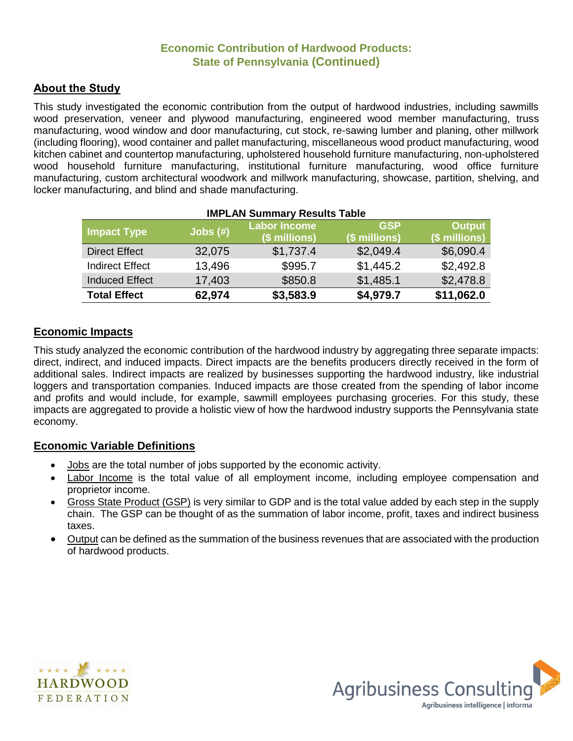# Economic Contribution of Hardwood Products: State of Pennsylvania (Continued)

## About the Study

This study investigated the economic contribution from the output of hardwood industries, including sawmills wood preservation, veneer and plywood manufacturing, engineered wood member manufacturing, truss manufacturing, wood window and door manufacturing, cut stock, re-sawing lumber and planing, other millwork (including flooring), wood container and pallet manufacturing, miscellaneous wood product manufacturing, wood kitchen cabinet and countertop manufacturing, upholstered household furniture manufacturing, non-upholstered wood household furniture manufacturing, institutional furniture manufacturing, wood office furniture manufacturing, custom architectural woodwork and millwork manufacturing, showcase, partition, shelving, and locker manufacturing, and blind and shade manufacturing.

**IMPLAN Summary Results Table**

| Impact Type | Jobs (#) | Labor Income ($ millions) | GSP ($ millions) | Output ($ millions) |
|---|---|---|---|---|
| Direct Effect | 32,075 | $1,737.4 | $2,049.4 | $6,090.4 |
| Indirect Effect | 13,496 | $995.7 | $1,445.2 | $2,492.8 |
| Induced Effect | 17,403 | $850.8 | $1,485.1 | $2,478.8 |
| **Total Effect** | **62,974** | **$3,583.9** | **$4,979.7** | **$11,062.0** |

## Economic Impacts

This study analyzed the economic contribution of the hardwood industry by aggregating three separate impacts: direct, indirect, and induced impacts. Direct impacts are the benefits producers directly received in the form of additional sales. Indirect impacts are realized by businesses supporting the hardwood industry, like industrial loggers and transportation companies. Induced impacts are those created from the spending of labor income and profits and would include, for example, sawmill employees purchasing groceries. For this study, these impacts are aggregated to provide a holistic view of how the hardwood industry supports the Pennsylvania state economy.

## Economic Variable Definitions

- Jobs are the total number of jobs supported by the economic activity.
- Labor Income is the total value of all employment income, including employee compensation and proprietor income.
- Gross State Product (GSP) is very similar to GDP and is the total value added by each step in the supply chain. The GSP can be thought of as the summation of labor income, profit, taxes and indirect business taxes.
- Output can be defined as the summation of the business revenues that are associated with the production of hardwood products.

HARDWOOD FEDERATION

Agribusiness Consulting
Agribusiness intelligence | informa